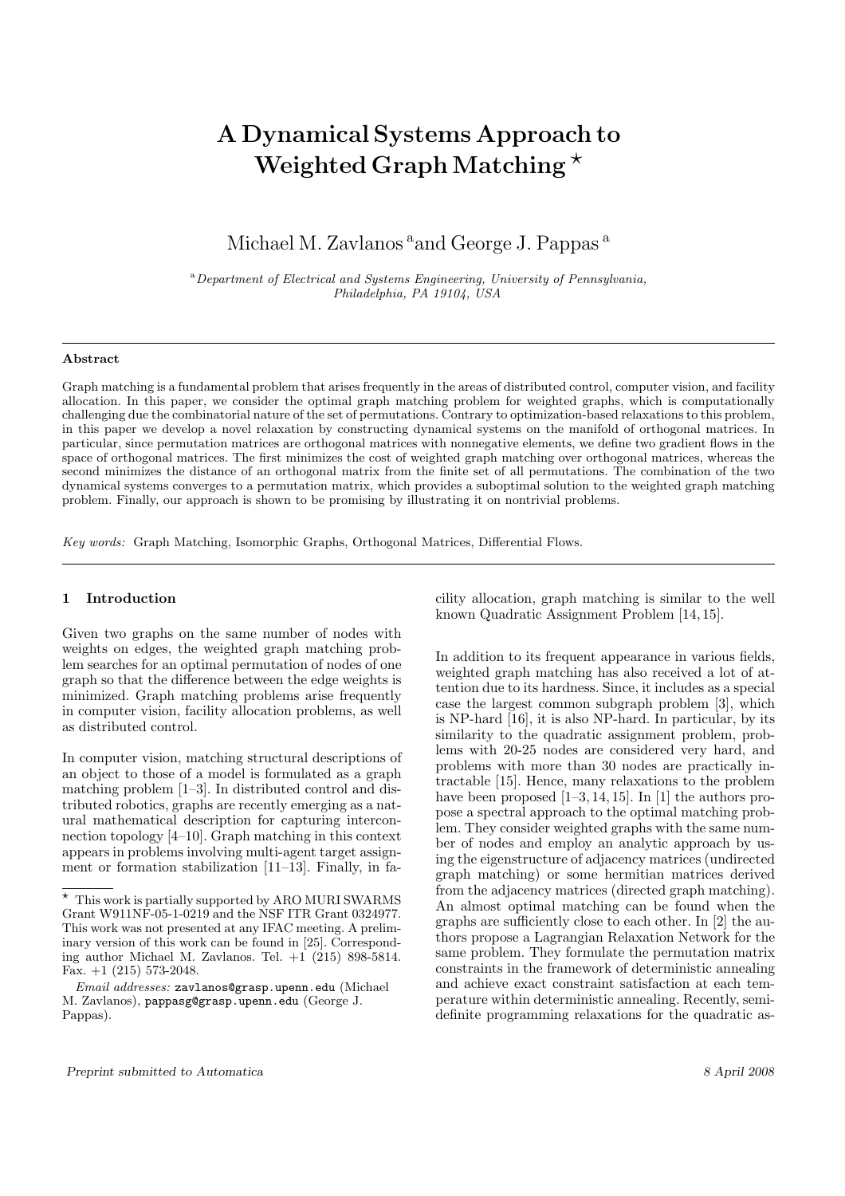# A Dynamical Systems Approach to Weighted Graph Matching *

Michael M. Zavlanos [a] and George J. Pappas [a]

[a] *Department of Electrical and Systems Engineering, University of Pennsylvania, Philadelphia, PA 19104, USA*

## Abstract

Graph matching is a fundamental problem that arises frequently in the areas of distributed control, computer vision, and facility allocation. In this paper, we consider the optimal graph matching problem for weighted graphs, which is computationally challenging due the combinatorial nature of the set of permutations. Contrary to optimization-based relaxations to this problem, in this paper we develop a novel relaxation by constructing dynamical systems on the manifold of orthogonal matrices. In particular, since permutation matrices are orthogonal matrices with nonnegative elements, we define two gradient flows in the space of orthogonal matrices. The first minimizes the cost of weighted graph matching over orthogonal matrices, whereas the second minimizes the distance of an orthogonal matrix from the finite set of all permutations. The combination of the two dynamical systems converges to a permutation matrix, which provides a suboptimal solution to the weighted graph matching problem. Finally, our approach is shown to be promising by illustrating it on nontrivial problems.

*Key words:* Graph Matching, Isomorphic Graphs, Orthogonal Matrices, Differential Flows.

## 1 Introduction

Given two graphs on the same number of nodes with weights on edges, the weighted graph matching problem searches for an optimal permutation of nodes of one graph so that the difference between the edge weights is minimized. Graph matching problems arise frequently in computer vision, facility allocation problems, as well as distributed control.

In computer vision, matching structural descriptions of an object to those of a model is formulated as a graph matching problem [1–3]. In distributed control and distributed robotics, graphs are recently emerging as a natural mathematical description for capturing interconnection topology [4–10]. Graph matching in this context appears in problems involving multi-agent target assignment or formation stabilization [11–13]. Finally, in facility allocation, graph matching is similar to the well known Quadratic Assignment Problem [14, 15].

In addition to its frequent appearance in various fields, weighted graph matching has also received a lot of attention due to its hardness. Since, it includes as a special case the largest common subgraph problem [3], which is NP-hard [16], it is also NP-hard. In particular, by its similarity to the quadratic assignment problem, problems with 20-25 nodes are considered very hard, and problems with more than 30 nodes are practically intractable [15]. Hence, many relaxations to the problem have been proposed [1–3, 14, 15]. In [1] the authors propose a spectral approach to the optimal matching problem. They consider weighted graphs with the same number of nodes and employ an analytic approach by using the eigenstructure of adjacency matrices (undirected graph matching) or some hermitian matrices derived from the adjacency matrices (directed graph matching). An almost optimal matching can be found when the graphs are sufficiently close to each other. In [2] the authors propose a Lagrangian Relaxation Network for the same problem. They formulate the permutation matrix constraints in the framework of deterministic annealing and achieve exact constraint satisfaction at each temperature within deterministic annealing. Recently, semidefinite programming relaxations for the quadratic as-

* This work is partially supported by ARO MURI SWARMS Grant W911NF-05-1-0219 and the NSF ITR Grant 0324977. This work was not presented at any IFAC meeting. A preliminary version of this work can be found in [25]. Corresponding author Michael M. Zavlanos. Tel. +1 (215) 898-5814. Fax. +1 (215) 573-2048.

*Email addresses:* zavlanos@grasp.upenn.edu (Michael M. Zavlanos), pappasg@grasp.upenn.edu (George J. Pappas).

*Preprint submitted to Automatica* — 8 April 2008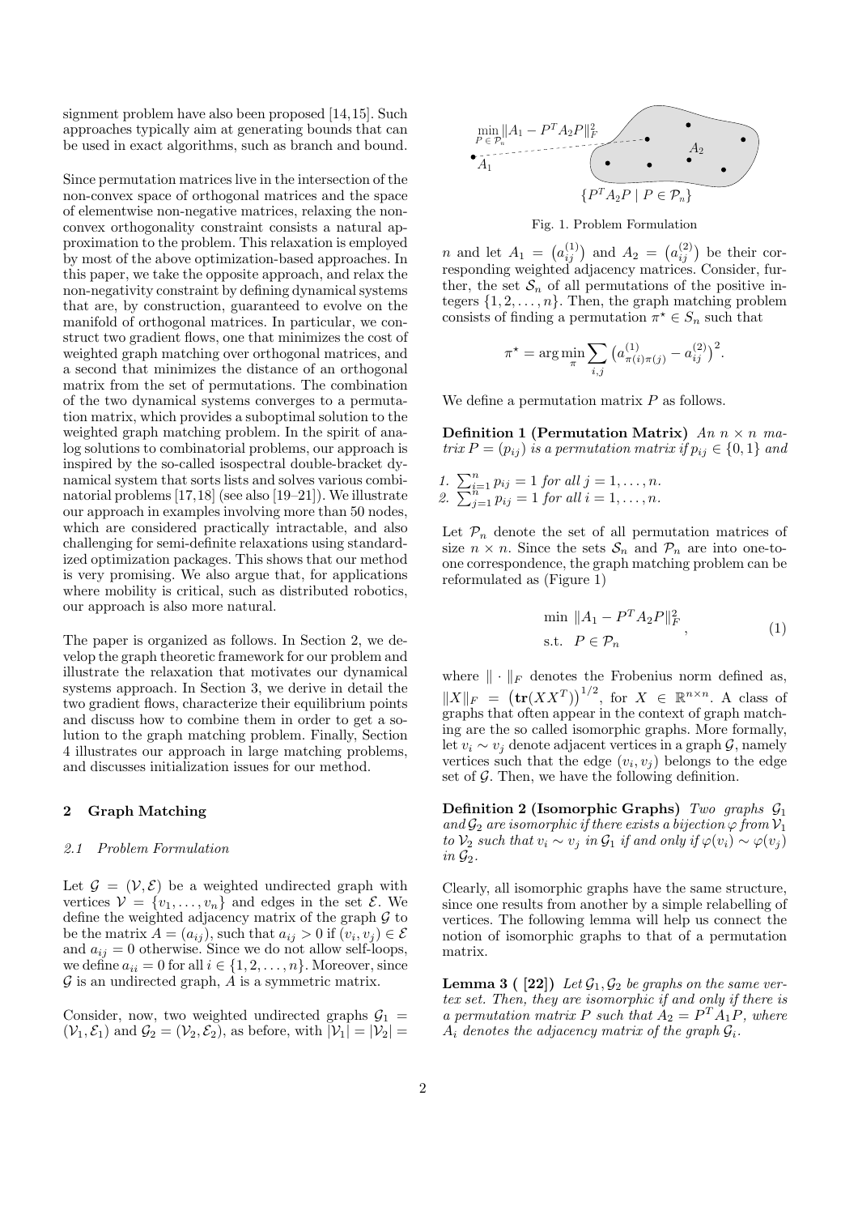signment problem have also been proposed [14,15]. Such approaches typically aim at generating bounds that can be used in exact algorithms, such as branch and bound.

Since permutation matrices live in the intersection of the non-convex space of orthogonal matrices and the space of elementwise non-negative matrices, relaxing the non-convex orthogonality constraint consists a natural approximation to the problem. This relaxation is employed by most of the above optimization-based approaches. In this paper, we take the opposite approach, and relax the non-negativity constraint by defining dynamical systems that are, by construction, guaranteed to evolve on the manifold of orthogonal matrices. In particular, we construct two gradient flows, one that minimizes the cost of weighted graph matching over orthogonal matrices, and a second that minimizes the distance of an orthogonal matrix from the set of permutations. The combination of the two dynamical systems converges to a permutation matrix, which provides a suboptimal solution to the weighted graph matching problem. In the spirit of analog solutions to combinatorial problems, our approach is inspired by the so-called isospectral double-bracket dynamical system that sorts lists and solves various combinatorial problems [17,18] (see also [19–21]). We illustrate our approach in examples involving more than 50 nodes, which are considered practically intractable, and also challenging for semi-definite relaxations using standardized optimization packages. This shows that our method is very promising. We also argue that, for applications where mobility is critical, such as distributed robotics, our approach is also more natural.

The paper is organized as follows. In Section 2, we develop the graph theoretic framework for our problem and illustrate the relaxation that motivates our dynamical systems approach. In Section 3, we derive in detail the two gradient flows, characterize their equilibrium points and discuss how to combine them in order to get a solution to the graph matching problem. Finally, Section 4 illustrates our approach in large matching problems, and discusses initialization issues for our method.

## 2 Graph Matching

### 2.1 Problem Formulation

Let $\mathcal{G} = (\mathcal{V}, \mathcal{E})$ be a weighted undirected graph with vertices $\mathcal{V} = \{v_1, \dots, v_n\}$ and edges in the set $\mathcal{E}$. We define the weighted adjacency matrix of the graph $\mathcal{G}$ to be the matrix $A = (a_{ij})$, such that $a_{ij} > 0$ if $(v_i, v_j) \in \mathcal{E}$ and $a_{ij} = 0$ otherwise. Since we do not allow self-loops, we define $a_{ii} = 0$ for all $i \in \{1, 2, \dots, n\}$. Moreover, since $\mathcal{G}$ is an undirected graph, $A$ is a symmetric matrix.

Consider, now, two weighted undirected graphs $\mathcal{G}_1 = (\mathcal{V}_1, \mathcal{E}_1)$ and $\mathcal{G}_2 = (\mathcal{V}_2, \mathcal{E}_2)$, as before, with $|\mathcal{V}_1| = |\mathcal{V}_2| = n$ and let $A_1 = \left(a_{ij}^{(1)}\right)$ and $A_2 = \left(a_{ij}^{(2)}\right)$ be their corresponding weighted adjacency matrices. Consider, further, the set $\mathcal{S}_n$ of all permutations of the positive integers $\{1, 2, \dots, n\}$. Then, the graph matching problem consists of finding a permutation $\pi^\star \in S_n$ such that

$$\pi^\star = \arg\min_{\pi} \sum_{i,j} \left(a_{\pi(i)\pi(j)}^{(1)} - a_{ij}^{(2)}\right)^2.$$

Fig. 1. Problem Formulation

We define a permutation matrix $P$ as follows.

**Definition 1 (Permutation Matrix)** *An $n \times n$ matrix $P = (p_{ij})$ is a permutation matrix if $p_{ij} \in \{0, 1\}$ and*

1. $\sum_{i=1}^{n} p_{ij} = 1$ *for all* $j = 1, \dots, n$.
2. $\sum_{j=1}^{n} p_{ij} = 1$ *for all* $i = 1, \dots, n$.

Let $\mathcal{P}_n$ denote the set of all permutation matrices of size $n \times n$. Since the sets $\mathcal{S}_n$ and $\mathcal{P}_n$ are into one-to-one correspondence, the graph matching problem can be reformulated as (Figure 1)

$$\begin{aligned} &\min \ \|A_1 - P^T A_2 P\|_F^2 \\ &\text{s.t.} \ \ P \in \mathcal{P}_n \end{aligned}, \tag{1}$$

where $\|\cdot\|_F$ denotes the Frobenius norm defined as, $\|X\|_F = \left(\mathbf{tr}(XX^T)\right)^{1/2}$, for $X \in \mathbb{R}^{n \times n}$. A class of graphs that often appear in the context of graph matching are the so called isomorphic graphs. More formally, let $v_i \sim v_j$ denote adjacent vertices in a graph $\mathcal{G}$, namely vertices such that the edge $(v_i, v_j)$ belongs to the edge set of $\mathcal{G}$. Then, we have the following definition.

**Definition 2 (Isomorphic Graphs)** *Two graphs $\mathcal{G}_1$ and $\mathcal{G}_2$ are isomorphic if there exists a bijection $\varphi$ from $\mathcal{V}_1$ to $\mathcal{V}_2$ such that $v_i \sim v_j$ in $\mathcal{G}_1$ if and only if $\varphi(v_i) \sim \varphi(v_j)$ in $\mathcal{G}_2$.*

Clearly, all isomorphic graphs have the same structure, since one results from another by a simple relabelling of vertices. The following lemma will help us connect the notion of isomorphic graphs to that of a permutation matrix.

**Lemma 3 ( [22])** *Let $\mathcal{G}_1, \mathcal{G}_2$ be graphs on the same vertex set. Then, they are isomorphic if and only if there is a permutation matrix $P$ such that $A_2 = P^T A_1 P$, where $A_i$ denotes the adjacency matrix of the graph $\mathcal{G}_i$.*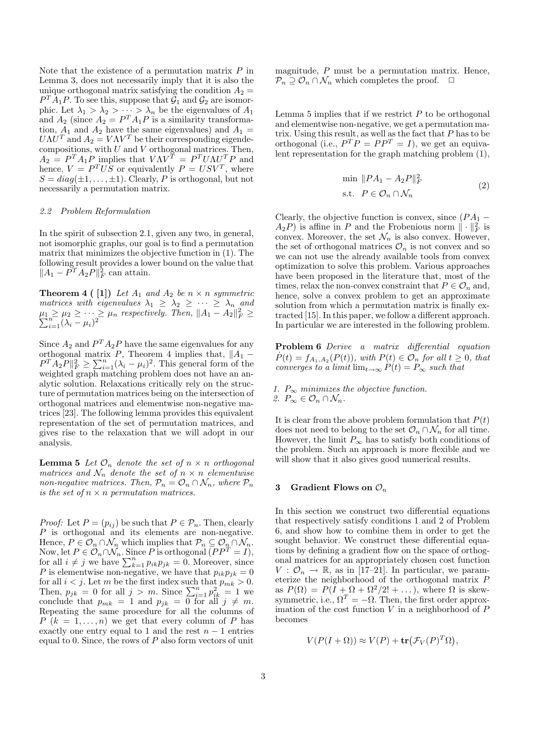Note that the existence of a permutation matrix $P$ in Lemma 3, does not necessarily imply that it is also the unique orthogonal matrix satisfying the condition $A_2 = P^T A_1 P$. To see this, suppose that $\mathcal{G}_1$ and $\mathcal{G}_2$ are isomorphic. Let $\lambda_1 > \lambda_2 > \cdots > \lambda_n$ be the eigenvalues of $A_1$ and $A_2$ (since $A_2 = P^T A_1 P$ is a similarity transformation, $A_1$ and $A_2$ have the same eigenvalues) and $A_1 = U \Lambda U^T$ and $A_2 = V \Lambda V^T$ be their corresponding eigendecompositions, with $U$ and $V$ orthogonal matrices. Then, $A_2 = P^T A_1 P$ implies that $V \Lambda V^T = P^T U \Lambda U^T P$ and hence, $V = P^T U S$ or equivalently $P = U S V^T$, where $S = diag(\pm 1, \ldots, \pm 1)$. Clearly, $P$ is orthogonal, but not necessarily a permutation matrix.

### 2.2 Problem Reformulation

In the spirit of subsection 2.1, given any two, in general, not isomorphic graphs, our goal is to find a permutation matrix that minimizes the objective function in (1). The following result provides a lower bound on the value that $\|A_1 - P^T A_2 P\|_F^2$ can attain.

**Theorem 4 ( [1])** *Let $A_1$ and $A_2$ be $n \times n$ symmetric matrices with eigenvalues $\lambda_1 \geq \lambda_2 \geq \cdots \geq \lambda_n$ and $\mu_1 \geq \mu_2 \geq \cdots \geq \mu_n$ respectively. Then, $\|A_1 - A_2\|_F^2 \geq \sum_{i=1}^n (\lambda_i - \mu_i)^2$*

Since $A_2$ and $P^T A_2 P$ have the same eigenvalues for any orthogonal matrix $P$, Theorem 4 implies that, $\|A_1 - P^T A_2 P\|_F^2 \geq \sum_{i=1}^n (\lambda_i - \mu_i)^2$. This general form of the weighted graph matching problem does not have an analytic solution. Relaxations critically rely on the structure of permutation matrices being on the intersection of orthogonal matrices and elementwise non-negative matrices [23]. The following lemma provides this equivalent representation of the set of permutation matrices, and gives rise to the relaxation that we will adopt in our analysis.

**Lemma 5** *Let $\mathcal{O}_n$ denote the set of $n \times n$ orthogonal matrices and $\mathcal{N}_n$ denote the set of $n \times n$ elementwise non-negative matrices. Then, $\mathcal{P}_n = \mathcal{O}_n \cap \mathcal{N}_n$, where $\mathcal{P}_n$ is the set of $n \times n$ permutation matrices.*

*Proof:* Let $P = (p_{ij})$ be such that $P \in \mathcal{P}_n$. Then, clearly $P$ is orthogonal and its elements are non-negative. Hence, $P \in \mathcal{O}_n \cap \mathcal{N}_n$ which implies that $\mathcal{P}_n \subseteq \mathcal{O}_n \cap \mathcal{N}_n$. Now, let $P \in \mathcal{O}_n \cap \mathcal{N}_n$. Since $P$ is orthogonal ($PP^T = I$), for all $i \neq j$ we have $\sum_{k=1}^n p_{ik} p_{jk} = 0$. Moreover, since $P$ is elementwise non-negative, we have that $p_{ik} p_{jk} = 0$ for all $i < j$. Let $m$ be the first index such that $p_{mk} > 0$. Then, $p_{jk} = 0$ for all $j > m$. Since $\sum_{i=1}^n p_{ik}^2 = 1$ we conclude that $p_{mk} = 1$ and $p_{jk} = 0$ for all $j \neq m$. Repeating the same procedure for all the columns of $P$ ($k = 1, \ldots, n$) we get that every column of $P$ has exactly one entry equal to 1 and the rest $n-1$ entries equal to 0. Since, the rows of $P$ also form vectors of unit magnitude, $P$ must be a permutation matrix. Hence, $\mathcal{P}_n \supseteq \mathcal{O}_n \cap \mathcal{N}_n$ which completes the proof. □

Lemma 5 implies that if we restrict $P$ to be orthogonal and elementwise non-negative, we get a permutation matrix. Using this result, as well as the fact that $P$ has to be orthogonal (i.e., $P^T P = PP^T = I$), we get an equivalent representation for the graph matching problem (1),

$$
\begin{aligned}
&\min \ \|PA_1 - A_2 P\|_F^2 \\
&\text{s.t.} \ \ P \in \mathcal{O}_n \cap \mathcal{N}_n
\end{aligned}
\tag{2}
$$

Clearly, the objective function is convex, since $(PA_1 - A_2 P)$ is affine in $P$ and the Frobenious norm $\| \cdot \|_F^2$ is convex. Moreover, the set $\mathcal{N}_n$ is also convex. However, the set of orthogonal matrices $\mathcal{O}_n$ is not convex and so we can not use the already available tools from convex optimization to solve this problem. Various approaches have been proposed in the literature that, most of the times, relax the non-convex constraint that $P \in \mathcal{O}_n$ and, hence, solve a convex problem to get an approximate solution from which a permutation matrix is finally extracted [15]. In this paper, we follow a different approach. In particular we are interested in the following problem.

**Problem 6** *Derive a matrix differential equation $\dot{P}(t) = f_{A_1, A_2}(P(t))$, with $P(t) \in \mathcal{O}_n$ for all $t \geq 0$, that converges to a limit $\lim_{t \to \infty} P(t) = P_\infty$ such that*

1. *$P_\infty$ minimizes the objective function.*
2. *$P_\infty \in \mathcal{O}_n \cap \mathcal{N}_n$.*

It is clear from the above problem formulation that $P(t)$ does not need to belong to the set $\mathcal{O}_n \cap \mathcal{N}_n$ for all time. However, the limit $P_\infty$ has to satisfy both conditions of the problem. Such an approach is more flexible and we will show that it also gives good numerical results.

## 3 Gradient Flows on $\mathcal{O}_n$

In this section we construct two differential equations that respectively satisfy conditions 1 and 2 of Problem 6, and show how to combine them in order to get the sought behavior. We construct these differential equations by defining a gradient flow on the space of orthogonal matrices for an appropriately chosen cost function $V : \mathcal{O}_n \to \mathbb{R}$, as in [17–21]. In particular, we parameterize the neighborhood of the orthogonal matrix $P$ as $P(\Omega) = P(I + \Omega + \Omega^2/2! + \ldots)$, where $\Omega$ is skew-symmetric, i.e., $\Omega^T = -\Omega$. Then, the first order approximation of the cost function $V$ in a neighborhood of $P$ becomes

$$
V(P(I + \Omega)) \approx V(P) + \mathbf{tr}\big(\mathcal{F}_V(P)^T \Omega\big),
$$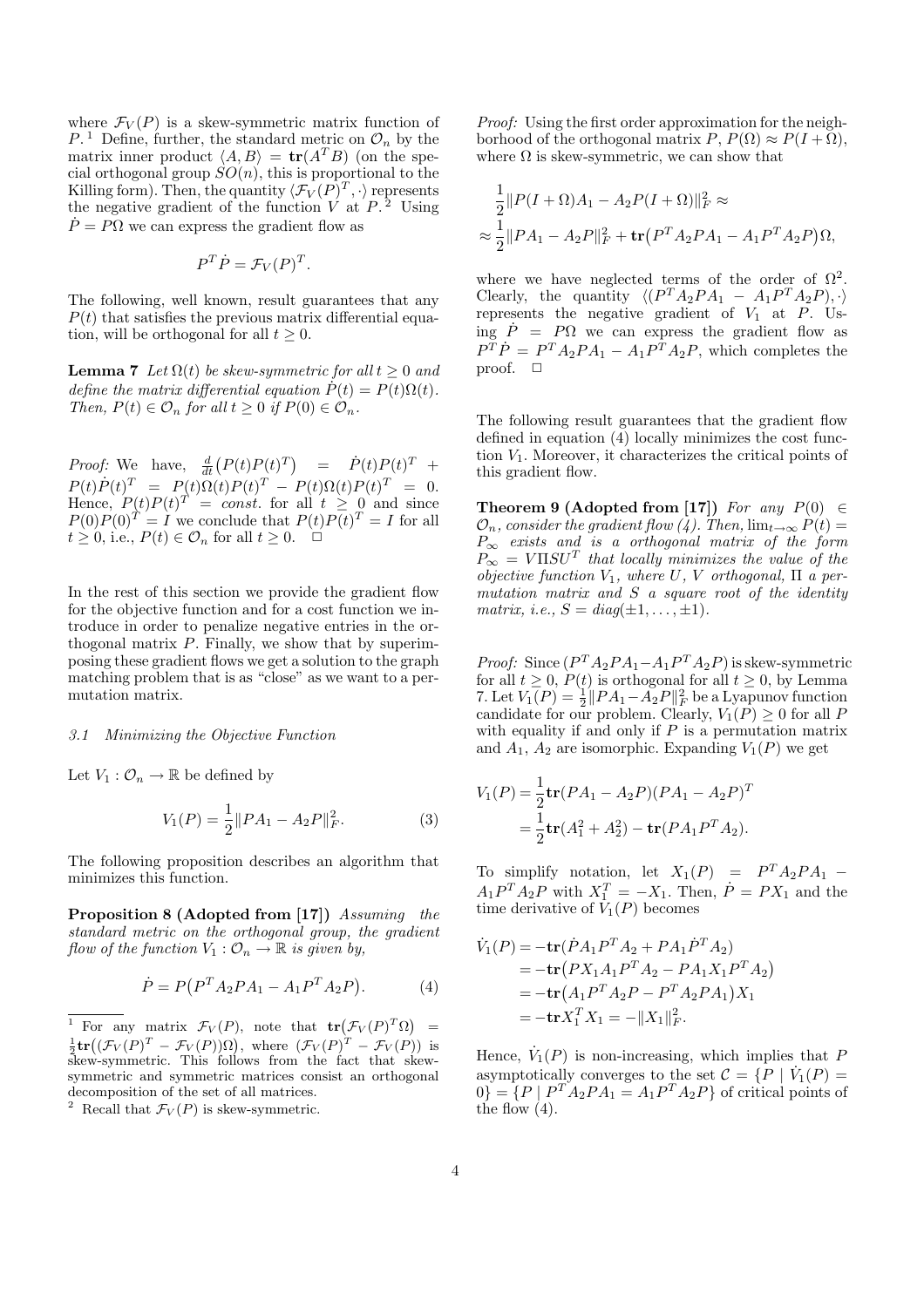where $\mathcal{F}_V(P)$ is a skew-symmetric matrix function of $P$.[1] Define, further, the standard metric on $\mathcal{O}_n$ by the matrix inner product $\langle A, B\rangle = \mathbf{tr}(A^T B)$ (on the special orthogonal group $SO(n)$, this is proportional to the Killing form). Then, the quantity $\langle \mathcal{F}_V(P)^T, \cdot\rangle$ represents the negative gradient of the function $V$ at $P$.[2] Using $\dot{P} = P\Omega$ we can express the gradient flow as

$$P^T \dot{P} = \mathcal{F}_V(P)^T.$$

The following, well known, result guarantees that any $P(t)$ that satisfies the previous matrix differential equation, will be orthogonal for all $t \geq 0$.

**Lemma 7** *Let $\Omega(t)$ be skew-symmetric for all $t \geq 0$ and define the matrix differential equation $\dot{P}(t) = P(t)\Omega(t)$. Then, $P(t) \in \mathcal{O}_n$ for all $t \geq 0$ if $P(0) \in \mathcal{O}_n$.*

*Proof:* We have, $\frac{d}{dt}\big(P(t)P(t)^T\big) = \dot{P}(t)P(t)^T + P(t)\dot{P}(t)^T = P(t)\Omega(t)P(t)^T - P(t)\Omega(t)P(t)^T = 0$. Hence, $P(t)P(t)^T = const.$ for all $t \geq 0$ and since $P(0)P(0)^T = I$ we conclude that $P(t)P(t)^T = I$ for all $t \geq 0$, i.e., $P(t) \in \mathcal{O}_n$ for all $t \geq 0$. □

In the rest of this section we provide the gradient flow for the objective function and for a cost function we introduce in order to penalize negative entries in the orthogonal matrix $P$. Finally, we show that by superimposing these gradient flows we get a solution to the graph matching problem that is as "close" as we want to a permutation matrix.

### 3.1 Minimizing the Objective Function

Let $V_1 : \mathcal{O}_n \to \mathbb{R}$ be defined by

$$V_1(P) = \frac{1}{2}\|PA_1 - A_2 P\|_F^2. \tag{3}$$

The following proposition describes an algorithm that minimizes this function.

**Proposition 8 (Adopted from [17])** *Assuming the standard metric on the orthogonal group, the gradient flow of the function $V_1 : \mathcal{O}_n \to \mathbb{R}$ is given by,*

$$\dot{P} = P\big(P^T A_2 P A_1 - A_1 P^T A_2 P\big). \tag{4}$$

*Proof:* Using the first order approximation for the neighborhood of the orthogonal matrix $P$, $P(\Omega) \approx P(I + \Omega)$, where $\Omega$ is skew-symmetric, we can show that

$$\begin{aligned}
&\frac{1}{2}\|P(I+\Omega)A_1 - A_2 P(I+\Omega)\|_F^2 \approx \\
&\approx \frac{1}{2}\|PA_1 - A_2 P\|_F^2 + \mathbf{tr}\big(P^T A_2 P A_1 - A_1 P^T A_2 P\big)\Omega,
\end{aligned}$$

where we have neglected terms of the order of $\Omega^2$. Clearly, the quantity $\langle (P^T A_2 P A_1 - A_1 P^T A_2 P), \cdot\rangle$ represents the negative gradient of $V_1$ at $P$. Using $\dot{P} = P\Omega$ we can express the gradient flow as $P^T\dot{P} = P^T A_2 P A_1 - A_1 P^T A_2 P$, which completes the proof. □

The following result guarantees that the gradient flow defined in equation (4) locally minimizes the cost function $V_1$. Moreover, it characterizes the critical points of this gradient flow.

**Theorem 9 (Adopted from [17])** *For any $P(0) \in \mathcal{O}_n$, consider the gradient flow (4). Then, $\lim_{t\to\infty} P(t) = P_\infty$ exists and is a orthogonal matrix of the form $P_\infty = V\Pi S U^T$ that locally minimizes the value of the objective function $V_1$, where $U$, $V$ orthogonal, $\Pi$ a permutation matrix and $S$ a square root of the identity matrix, i.e., $S = diag(\pm 1, \ldots, \pm 1)$.*

*Proof:* Since $(P^T A_2 P A_1 - A_1 P^T A_2 P)$ is skew-symmetric for all $t \geq 0$, $P(t)$ is orthogonal for all $t \geq 0$, by Lemma 7. Let $V_1(P) = \frac{1}{2}\|PA_1 - A_2 P\|_F^2$ be a Lyapunov function candidate for our problem. Clearly, $V_1(P) \geq 0$ for all $P$ with equality if and only if $P$ is a permutation matrix and $A_1$, $A_2$ are isomorphic. Expanding $V_1(P)$ we get

$$\begin{aligned}
V_1(P) &= \frac{1}{2}\mathbf{tr}(PA_1 - A_2 P)(PA_1 - A_2 P)^T \\
&= \frac{1}{2}\mathbf{tr}(A_1^2 + A_2^2) - \mathbf{tr}(PA_1 P^T A_2).
\end{aligned}$$

To simplify notation, let $X_1(P) = P^T A_2 P A_1 - A_1 P^T A_2 P$ with $X_1^T = -X_1$. Then, $\dot{P} = PX_1$ and the time derivative of $V_1(P)$ becomes

$$\begin{aligned}
\dot{V}_1(P) &= -\mathbf{tr}(\dot{P}A_1 P^T A_2 + PA_1\dot{P}^T A_2) \\
&= -\mathbf{tr}\big(PX_1 A_1 P^T A_2 - PA_1 X_1 P^T A_2\big) \\
&= -\mathbf{tr}\big(A_1 P^T A_2 P - P^T A_2 P A_1\big)X_1 \\
&= -\mathbf{tr}X_1^T X_1 = -\|X_1\|_F^2.
\end{aligned}$$

Hence, $\dot{V}_1(P)$ is non-increasing, which implies that $P$ asymptotically converges to the set $\mathcal{C} = \{P \mid \dot{V}_1(P) = 0\} = \{P \mid P^T A_2 P A_1 = A_1 P^T A_2 P\}$ of critical points of the flow (4).

---

[1] For any matrix $\mathcal{F}_V(P)$, note that $\mathbf{tr}\big(\mathcal{F}_V(P)^T\Omega\big) = \frac{1}{2}\mathbf{tr}\big((\mathcal{F}_V(P)^T - \mathcal{F}_V(P))\Omega\big)$, where $(\mathcal{F}_V(P)^T - \mathcal{F}_V(P))$ is skew-symmetric. This follows from the fact that skew-symmetric and symmetric matrices consist an orthogonal decomposition of the set of all matrices.

[2] Recall that $\mathcal{F}_V(P)$ is skew-symmetric.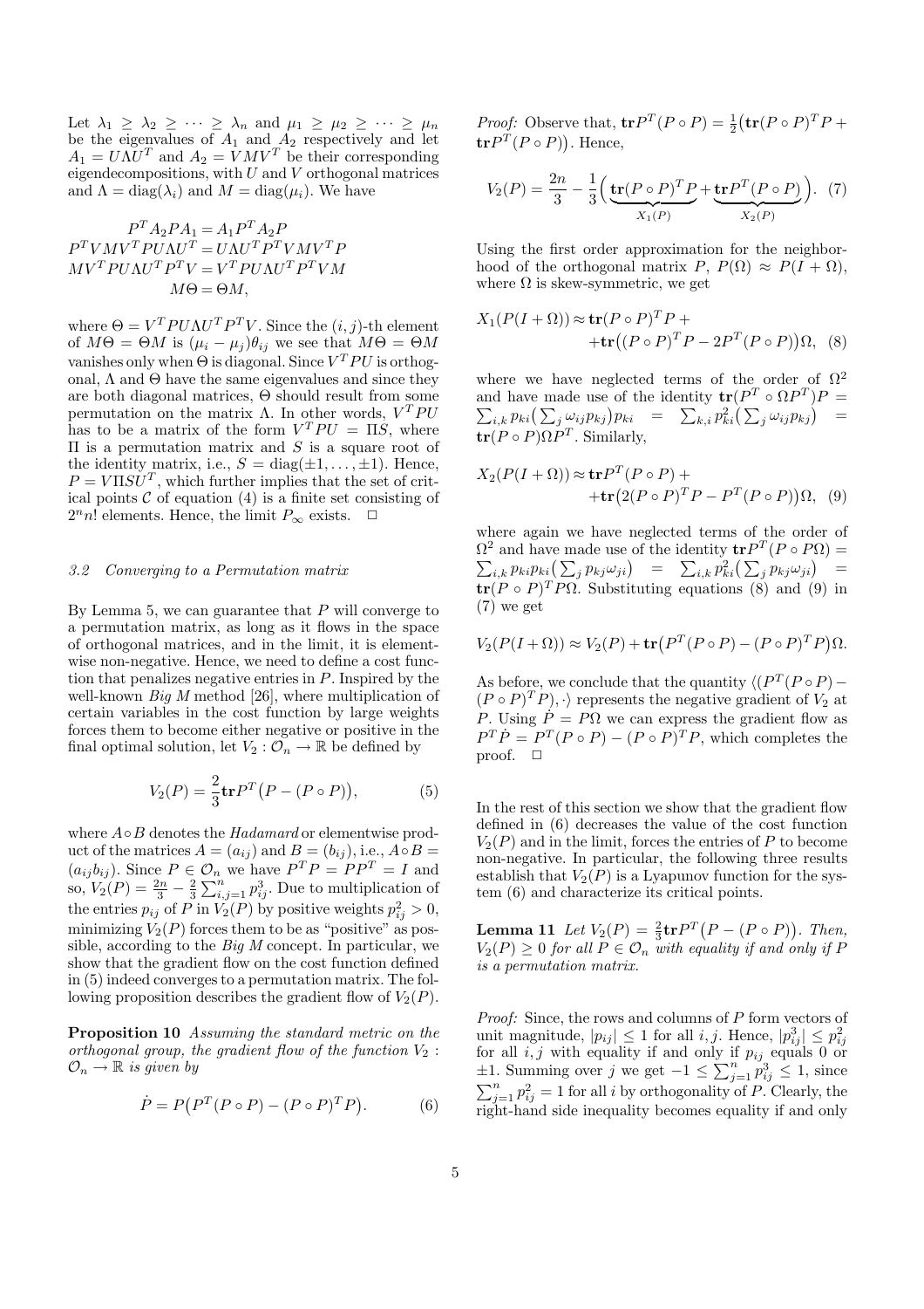Let $\lambda_1 \geq \lambda_2 \geq \cdots \geq \lambda_n$ and $\mu_1 \geq \mu_2 \geq \cdots \geq \mu_n$ be the eigenvalues of $A_1$ and $A_2$ respectively and let $A_1 = U\Lambda U^T$ and $A_2 = VMV^T$ be their corresponding eigendecompositions, with $U$ and $V$ orthogonal matrices and $\Lambda = \mathrm{diag}(\lambda_i)$ and $M = \mathrm{diag}(\mu_i)$. We have

$$
\begin{aligned}
P^T A_2 P A_1 &= A_1 P^T A_2 P \\
P^T V M V^T P U \Lambda U^T &= U \Lambda U^T P^T V M V^T P \\
M V^T P U \Lambda U^T P^T V &= V^T P U \Lambda U^T P^T V M \\
M\Theta &= \Theta M,
\end{aligned}
$$

where $\Theta = V^T P U \Lambda U^T P^T V$. Since the $(i,j)$-th element of $M\Theta = \Theta M$ is $(\mu_i - \mu_j)\theta_{ij}$ we see that $M\Theta = \Theta M$ vanishes only when $\Theta$ is diagonal. Since $V^T P U$ is orthogonal, $\Lambda$ and $\Theta$ have the same eigenvalues and since they are both diagonal matrices, $\Theta$ should result from some permutation on the matrix $\Lambda$. In other words, $V^T P U$ has to be a matrix of the form $V^T P U = \Pi S$, where $\Pi$ is a permutation matrix and $S$ is a square root of the identity matrix, i.e., $S = \mathrm{diag}(\pm 1, \ldots, \pm 1)$. Hence, $P = V \Pi S U^T$, which further implies that the set of critical points $\mathcal{C}$ of equation (4) is a finite set consisting of $2^n n!$ elements. Hence, the limit $P_\infty$ exists. $\quad \square$

### 3.2 Converging to a Permutation matrix

By Lemma 5, we can guarantee that $P$ will converge to a permutation matrix, as long as it flows in the space of orthogonal matrices, and in the limit, it is elementwise non-negative. Hence, we need to define a cost function that penalizes negative entries in $P$. Inspired by the well-known *Big M* method [26], where multiplication of certain variables in the cost function by large weights forces them to become either negative or positive in the final optimal solution, let $V_2 : \mathcal{O}_n \to \mathbb{R}$ be defined by

$$
V_2(P) = \frac{2}{3}\mathbf{tr} P^T \big(P - (P \circ P)\big), \tag{5}
$$

where $A \circ B$ denotes the *Hadamard* or elementwise product of the matrices $A = (a_{ij})$ and $B = (b_{ij})$, i.e., $A \circ B = (a_{ij} b_{ij})$. Since $P \in \mathcal{O}_n$ we have $P^T P = P P^T = I$ and so, $V_2(P) = \frac{2n}{3} - \frac{2}{3}\sum_{i,j=1}^n p_{ij}^3$. Due to multiplication of the entries $p_{ij}$ of $P$ in $V_2(P)$ by positive weights $p_{ij}^2 > 0$, minimizing $V_2(P)$ forces them to be as "positive" as possible, according to the *Big M* concept. In particular, we show that the gradient flow on the cost function defined in (5) indeed converges to a permutation matrix. The following proposition describes the gradient flow of $V_2(P)$.

**Proposition 10** *Assuming the standard metric on the orthogonal group, the gradient flow of the function $V_2 : \mathcal{O}_n \to \mathbb{R}$ is given by*

$$
\dot{P} = P\big(P^T (P \circ P) - (P \circ P)^T P\big). \tag{6}
$$

*Proof:* Observe that, $\mathbf{tr} P^T (P \circ P) = \frac{1}{2}\big(\mathbf{tr}(P \circ P)^T P + \mathbf{tr} P^T (P \circ P)\big)$. Hence,

$$
V_2(P) = \frac{2n}{3} - \frac{1}{3}\Big(\underbrace{\mathbf{tr}(P \circ P)^T P}_{X_1(P)} + \underbrace{\mathbf{tr} P^T (P \circ P)}_{X_2(P)}\Big). \tag{7}
$$

Using the first order approximation for the neighborhood of the orthogonal matrix $P$, $P(\Omega) \approx P(I + \Omega)$, where $\Omega$ is skew-symmetric, we get

$$
\begin{aligned}
X_1(P(I+\Omega)) \approx\; & \mathbf{tr}(P \circ P)^T P + \\
& + \mathbf{tr}\big((P \circ P)^T P - 2P^T (P \circ P)\big)\Omega, 
\end{aligned} \tag{8}
$$

where we have neglected terms of the order of $\Omega^2$ and have made use of the identity $\mathbf{tr}(P^T \circ \Omega P^T) P = \sum_{i,k} p_{ki}\big(\sum_j \omega_{ij} p_{kj}\big) p_{ki} = \sum_{k,i} p_{ki}^2 \big(\sum_j \omega_{ij} p_{kj}\big) = \mathbf{tr}(P \circ P) \Omega P^T$. Similarly,

$$
\begin{aligned}
X_2(P(I+\Omega)) \approx\; & \mathbf{tr} P^T (P \circ P) + \\
& + \mathbf{tr}\big(2(P \circ P)^T P - P^T (P \circ P)\big)\Omega, 
\end{aligned} \tag{9}
$$

where again we have neglected terms of the order of $\Omega^2$ and have made use of the identity $\mathbf{tr} P^T (P \circ P\Omega) = \sum_{i,k} p_{ki} p_{ki}\big(\sum_j p_{kj}\omega_{ji}\big) = \sum_{i,k} p_{ki}^2 \big(\sum_j p_{kj}\omega_{ji}\big) = \mathbf{tr}(P \circ P)^T P \Omega$. Substituting equations (8) and (9) in (7) we get

$$
V_2(P(I+\Omega)) \approx V_2(P) + \mathbf{tr}\big(P^T (P \circ P) - (P \circ P)^T P\big)\Omega.
$$

As before, we conclude that the quantity $\langle (P^T (P \circ P) - (P \circ P)^T P), \cdot \rangle$ represents the negative gradient of $V_2$ at $P$. Using $\dot{P} = P\Omega$ we can express the gradient flow as $P^T \dot{P} = P^T (P \circ P) - (P \circ P)^T P$, which completes the proof. $\quad \square$

In the rest of this section we show that the gradient flow defined in (6) decreases the value of the cost function $V_2(P)$ and in the limit, forces the entries of $P$ to become non-negative. In particular, the following three results establish that $V_2(P)$ is a Lyapunov function for the system (6) and characterize its critical points.

**Lemma 11** *Let $V_2(P) = \frac{2}{3}\mathbf{tr} P^T \big(P - (P \circ P)\big)$. Then, $V_2(P) \geq 0$ for all $P \in \mathcal{O}_n$ with equality if and only if $P$ is a permutation matrix.*

*Proof:* Since, the rows and columns of $P$ form vectors of unit magnitude, $|p_{ij}| \leq 1$ for all $i, j$. Hence, $|p_{ij}^3| \leq p_{ij}^2$ for all $i, j$ with equality if and only if $p_{ij}$ equals 0 or $\pm 1$. Summing over $j$ we get $-1 \leq \sum_{j=1}^n p_{ij}^3 \leq 1$, since $\sum_{j=1}^n p_{ij}^2 = 1$ for all $i$ by orthogonality of $P$. Clearly, the right-hand side inequality becomes equality if and only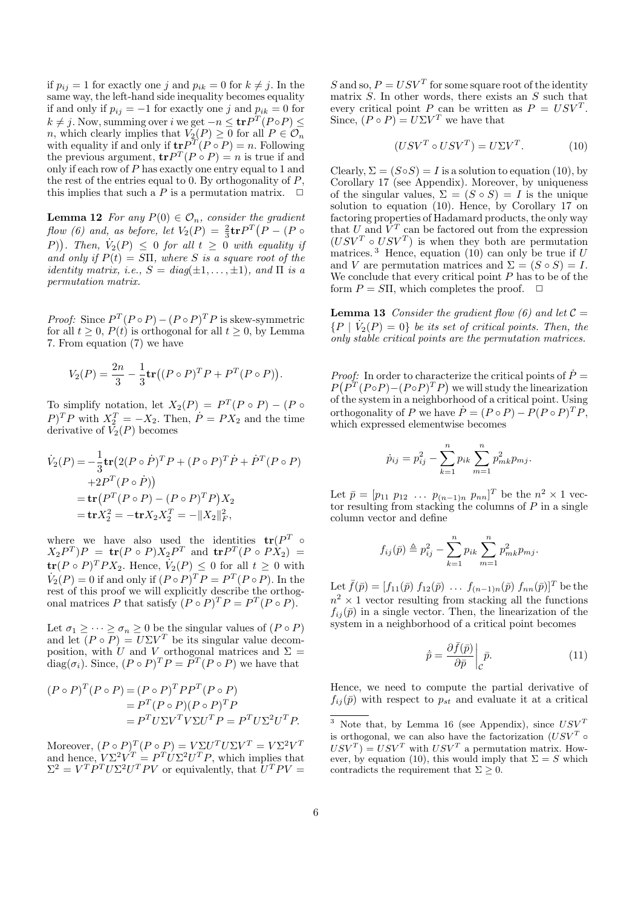if $p_{ij} = 1$ for exactly one $j$ and $p_{ik} = 0$ for $k \neq j$. In the same way, the left-hand side inequality becomes equality if and only if $p_{ij} = -1$ for exactly one $j$ and $p_{ik} = 0$ for $k \neq j$. Now, summing over $i$ we get $-n \leq \mathbf{tr}P^T(P \circ P) \leq n$, which clearly implies that $V_2(P) \geq 0$ for all $P \in \mathcal{O}_n$ with equality if and only if $\mathbf{tr}P^T(P \circ P) = n$. Following the previous argument, $\mathbf{tr}P^T(P \circ P) = n$ is true if and only if each row of $P$ has exactly one entry equal to 1 and the rest of the entries equal to 0. By orthogonality of $P$, this implies that such a $P$ is a permutation matrix. $\square$

**Lemma 12** *For any $P(0) \in \mathcal{O}_n$, consider the gradient flow (6) and, as before, let $V_2(P) = \frac{2}{3}\mathbf{tr}P^T\big(P - (P \circ P)\big)$. Then, $\dot{V}_2(P) \leq 0$ for all $t \geq 0$ with equality if and only if $P(t) = S\Pi$, where $S$ is a square root of the identity matrix, i.e., $S = diag(\pm 1, \ldots, \pm 1)$, and $\Pi$ is a permutation matrix.*

*Proof:* Since $P^T(P \circ P) - (P \circ P)^T P$ is skew-symmetric for all $t \geq 0$, $P(t)$ is orthogonal for all $t \geq 0$, by Lemma 7. From equation (7) we have

$$V_2(P) = \frac{2n}{3} - \frac{1}{3}\mathbf{tr}\big((P \circ P)^T P + P^T(P \circ P)\big).$$

To simplify notation, let $X_2(P) = P^T(P \circ P) - (P \circ P)^T P$ with $X_2^T = -X_2$. Then, $\dot{P} = PX_2$ and the time derivative of $V_2(P)$ becomes

$$\begin{aligned}
\dot{V}_2(P) &= -\frac{1}{3}\mathbf{tr}\big(2(P \circ \dot{P})^T P + (P \circ P)^T \dot{P} + \dot{P}^T(P \circ P) \\
&\quad + 2P^T(P \circ \dot{P})\big) \\
&= \mathbf{tr}\big(P^T(P \circ P) - (P \circ P)^T P\big)X_2 \\
&= \mathbf{tr}X_2^2 = -\mathbf{tr}X_2 X_2^T = -\|X_2\|_F^2,
\end{aligned}$$

where we have also used the identities $\mathbf{tr}(P^T \circ X_2 P^T)P = \mathbf{tr}(P \circ P)X_2 P^T$ and $\mathbf{tr}P^T(P \circ PX_2) = \mathbf{tr}(P \circ P)^T P X_2$. Hence, $\dot{V}_2(P) \leq 0$ for all $t \geq 0$ with $\dot{V}_2(P) = 0$ if and only if $(P \circ P)^T P = P^T(P \circ P)$. In the rest of this proof we will explicitly describe the orthogonal matrices $P$ that satisfy $(P \circ P)^T P = P^T(P \circ P)$.

Let $\sigma_1 \geq \cdots \geq \sigma_n \geq 0$ be the singular values of $(P \circ P)$ and let $(P \circ P) = U\Sigma V^T$ be its singular value decomposition, with $U$ and $V$ orthogonal matrices and $\Sigma = \text{diag}(\sigma_i)$. Since, $(P \circ P)^T P = P^T(P \circ P)$ we have that

$$\begin{aligned}
(P \circ P)^T(P \circ P) &= (P \circ P)^T P P^T (P \circ P) \\
&= P^T(P \circ P)(P \circ P)^T P \\
&= P^T U\Sigma V^T V \Sigma U^T P = P^T U \Sigma^2 U^T P.
\end{aligned}$$

Moreover, $(P \circ P)^T(P \circ P) = V\Sigma U^T U \Sigma V^T = V\Sigma^2 V^T$ and hence, $V\Sigma^2 V^T = P^T U \Sigma^2 U^T P$, which implies that $\Sigma^2 = V^T P^T U \Sigma^2 U^T P V$ or equivalently, that $U^T P V = S$ and so, $P = USV^T$ for some square root of the identity matrix $S$. In other words, there exists an $S$ such that every critical point $P$ can be written as $P = USV^T$. Since, $(P \circ P) = U\Sigma V^T$ we have that

$$(USV^T \circ USV^T) = U\Sigma V^T. \tag{10}$$

Clearly, $\Sigma = (S \circ S) = I$ is a solution to equation (10), by Corollary 17 (see Appendix). Moreover, by uniqueness of the singular values, $\Sigma = (S \circ S) = I$ is the unique solution to equation (10). Hence, by Corollary 17 on factoring properties of Hadamard products, the only way that $U$ and $V^T$ can be factored out from the expression $(USV^T \circ USV^T)$ is when they both are permutation matrices.[3] Hence, equation (10) can only be true if $U$ and $V$ are permutation matrices and $\Sigma = (S \circ S) = I$. We conclude that every critical point $P$ has to be of the form $P = S\Pi$, which completes the proof. $\square$

**Lemma 13** *Consider the gradient flow (6) and let $\mathcal{C} = \{P \mid \dot{V}_2(P) = 0\}$ be its set of critical points. Then, the only stable critical points are the permutation matrices.*

*Proof:* In order to characterize the critical points of $\dot{P} = P\big(P^T(P \circ P) - (P \circ P)^T P\big)$ we will study the linearization of the system in a neighborhood of a critical point. Using orthogonality of $P$ we have $\dot{P} = (P \circ P) - P(P \circ P)^T P$, which expressed elementwise becomes

$$\dot{p}_{ij} = p_{ij}^2 - \sum_{k=1}^{n} p_{ik} \sum_{m=1}^{n} p_{mk}^2 p_{mj}.$$

Let $\bar{p} = [p_{11}\ p_{12}\ \ldots\ p_{(n-1)n}\ p_{nn}]^T$ be the $n^2 \times 1$ vector resulting from stacking the columns of $P$ in a single column vector and define

$$f_{ij}(\bar{p}) \triangleq p_{ij}^2 - \sum_{k=1}^{n} p_{ik} \sum_{m=1}^{n} p_{mk}^2 p_{mj}.$$

Let $\bar{f}(\bar{p}) = [f_{11}(\bar{p})\ f_{12}(\bar{p})\ \ldots\ f_{(n-1)n}(\bar{p})\ f_{nn}(\bar{p})]^T$ be the $n^2 \times 1$ vector resulting from stacking all the functions $f_{ij}(\bar{p})$ in a single vector. Then, the linearization of the system in a neighborhood of a critical point becomes

$$\dot{\bar{p}} = \left.\frac{\partial \bar{f}(\bar{p})}{\partial \bar{p}}\right|_{\mathcal{C}} \bar{p}. \tag{11}$$

Hence, we need to compute the partial derivative of $f_{ij}(\bar{p})$ with respect to $p_{st}$ and evaluate it at a critical

[3] Note that, by Lemma 16 (see Appendix), since $USV^T$ is orthogonal, we can also have the factorization $(USV^T \circ USV^T) = USV^T$ with $USV^T$ a permutation matrix. However, by equation (10), this would imply that $\Sigma = S$ which contradicts the requirement that $\Sigma \geq 0$.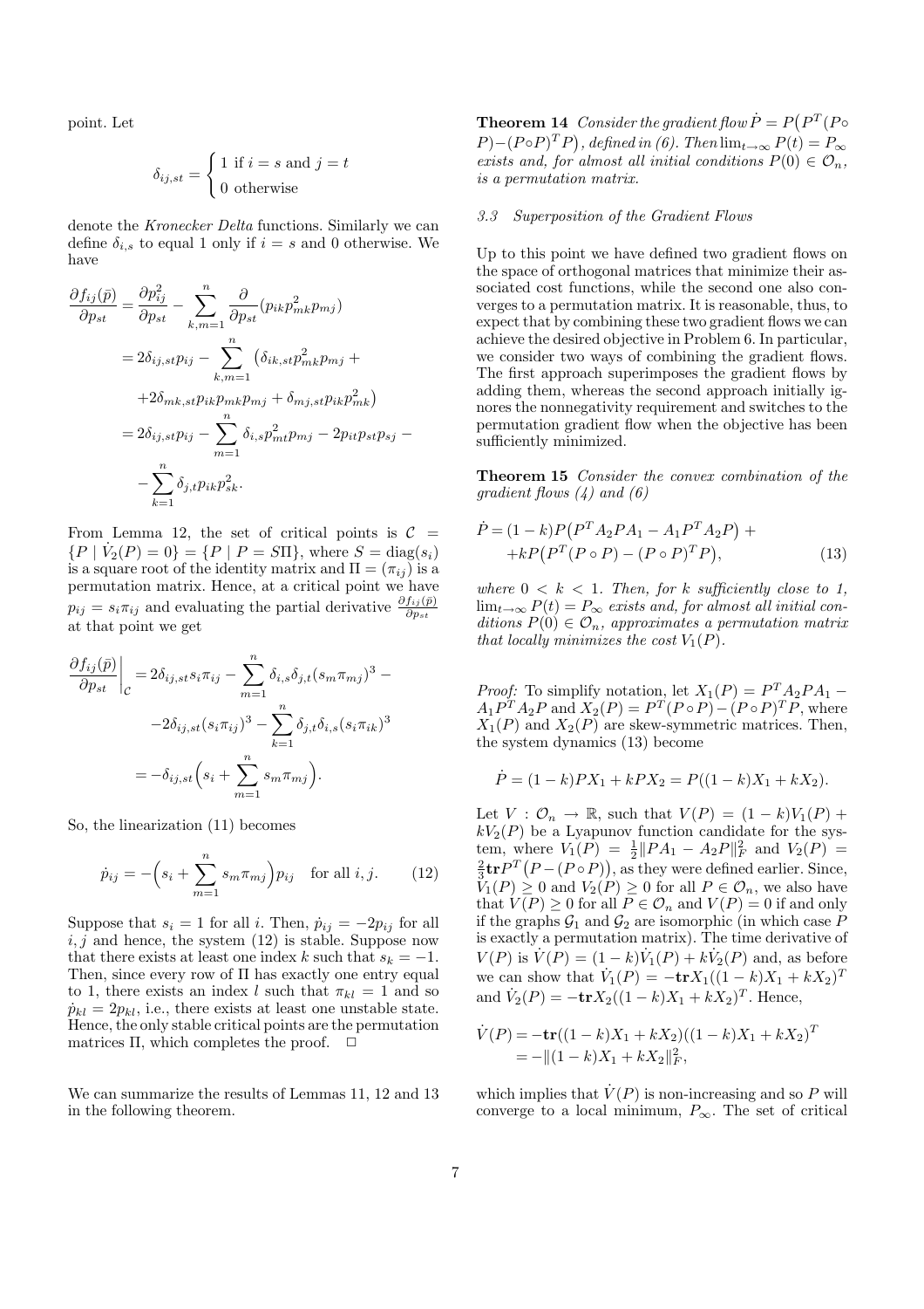point. Let

$$\delta_{ij,st} = \begin{cases} 1 \text{ if } i = s \text{ and } j = t \\ 0 \text{ otherwise} \end{cases}$$

denote the *Kronecker Delta* functions. Similarly we can define $\delta_{i,s}$ to equal 1 only if $i = s$ and 0 otherwise. We have

$$\begin{aligned}
\frac{\partial f_{ij}(\bar{p})}{\partial p_{st}} &= \frac{\partial p_{ij}^2}{\partial p_{st}} - \sum_{k,m=1}^{n} \frac{\partial}{\partial p_{st}} (p_{ik} p_{mk}^2 p_{mj}) \\
&= 2\delta_{ij,st} p_{ij} - \sum_{k,m=1}^{n} \big( \delta_{ik,st} p_{mk}^2 p_{mj} + \\
&\quad + 2\delta_{mk,st} p_{ik} p_{mk} p_{mj} + \delta_{mj,st} p_{ik} p_{mk}^2 \big) \\
&= 2\delta_{ij,st} p_{ij} - \sum_{m=1}^{n} \delta_{i,s} p_{mt}^2 p_{mj} - 2 p_{it} p_{st} p_{sj} - \\
&\quad - \sum_{k=1}^{n} \delta_{j,t} p_{ik} p_{sk}^2 .
\end{aligned}$$

From Lemma 12, the set of critical points is $\mathcal{C} = \{P \mid \dot{V}_2(P) = 0\} = \{P \mid P = S\Pi\}$, where $S = \text{diag}(s_i)$ is a square root of the identity matrix and $\Pi = (\pi_{ij})$ is a permutation matrix. Hence, at a critical point we have $p_{ij} = s_i \pi_{ij}$ and evaluating the partial derivative $\frac{\partial f_{ij}(\bar{p})}{\partial p_{st}}$ at that point we get

$$\begin{aligned}
\frac{\partial f_{ij}(\bar{p})}{\partial p_{st}}\bigg|_{\mathcal{C}} &= 2\delta_{ij,st} s_i \pi_{ij} - \sum_{m=1}^{n} \delta_{i,s} \delta_{j,t} (s_m \pi_{mj})^3 - \\
&\quad - 2\delta_{ij,st} (s_i \pi_{ij})^3 - \sum_{k=1}^{n} \delta_{j,t} \delta_{i,s} (s_i \pi_{ik})^3 \\
&= -\delta_{ij,st} \Big( s_i + \sum_{m=1}^{n} s_m \pi_{mj} \Big).
\end{aligned}$$

So, the linearization (11) becomes

$$\dot{p}_{ij} = -\Big( s_i + \sum_{m=1}^{n} s_m \pi_{mj} \Big) p_{ij} \quad \text{for all } i, j. \qquad (12)$$

Suppose that $s_i = 1$ for all $i$. Then, $\dot{p}_{ij} = -2p_{ij}$ for all $i, j$ and hence, the system (12) is stable. Suppose now that there exists at least one index $k$ such that $s_k = -1$. Then, since every row of $\Pi$ has exactly one entry equal to 1, there exists an index $l$ such that $\pi_{kl} = 1$ and so $\dot{p}_{kl} = 2p_{kl}$, i.e., there exists at least one unstable state. Hence, the only stable critical points are the permutation matrices $\Pi$, which completes the proof. □

We can summarize the results of Lemmas 11, 12 and 13 in the following theorem.

**Theorem 14** *Consider the gradient flow $\dot{P} = P\big(P^T(P \circ P) - (P \circ P)^T P\big)$, defined in (6). Then $\lim_{t\to\infty} P(t) = P_\infty$ exists and, for almost all initial conditions $P(0) \in \mathcal{O}_n$, is a permutation matrix.*

### 3.3 Superposition of the Gradient Flows

Up to this point we have defined two gradient flows on the space of orthogonal matrices that minimize their associated cost functions, while the second one also converges to a permutation matrix. It is reasonable, thus, to expect that by combining these two gradient flows we can achieve the desired objective in Problem 6. In particular, we consider two ways of combining the gradient flows. The first approach superimposes the gradient flows by adding them, whereas the second approach initially ignores the nonnegativity requirement and switches to the permutation gradient flow when the objective has been sufficiently minimized.

**Theorem 15** *Consider the convex combination of the gradient flows (4) and (6)*

$$\begin{aligned}
\dot{P} &= (1-k) P \big( P^T A_2 P A_1 - A_1 P^T A_2 P \big) + \\
&\quad + k P \big( P^T (P \circ P) - (P \circ P)^T P \big), \qquad (13)
\end{aligned}$$

*where $0 < k < 1$. Then, for $k$ sufficiently close to 1, $\lim_{t\to\infty} P(t) = P_\infty$ exists and, for almost all initial conditions $P(0) \in \mathcal{O}_n$, approximates a permutation matrix that locally minimizes the cost $V_1(P)$.*

*Proof:* To simplify notation, let $X_1(P) = P^T A_2 P A_1 - A_1 P^T A_2 P$ and $X_2(P) = P^T(P \circ P) - (P \circ P)^T P$, where $X_1(P)$ and $X_2(P)$ are skew-symmetric matrices. Then, the system dynamics (13) become

$$\dot{P} = (1-k) P X_1 + k P X_2 = P((1-k) X_1 + k X_2).$$

Let $V : \mathcal{O}_n \to \mathbb{R}$, such that $V(P) = (1-k) V_1(P) + k V_2(P)$ be a Lyapunov function candidate for the system, where $V_1(P) = \frac{1}{2} \|P A_1 - A_2 P\|_F^2$ and $V_2(P) = \frac{2}{3} \mathbf{tr} P^T \big( P - (P \circ P) \big)$, as they were defined earlier. Since, $V_1(P) \geq 0$ and $V_2(P) \geq 0$ for all $P \in \mathcal{O}_n$, we also have that $V(P) \geq 0$ for all $P \in \mathcal{O}_n$ and $V(P) = 0$ if and only if the graphs $\mathcal{G}_1$ and $\mathcal{G}_2$ are isomorphic (in which case $P$ is exactly a permutation matrix). The time derivative of $V(P)$ is $\dot{V}(P) = (1-k)\dot{V}_1(P) + k\dot{V}_2(P)$ and, as before we can show that $\dot{V}_1(P) = -\mathbf{tr} X_1((1-k)X_1 + kX_2)^T$ and $\dot{V}_2(P) = -\mathbf{tr} X_2((1-k)X_1 + kX_2)^T$. Hence,

$$\begin{aligned}
\dot{V}(P) &= -\mathbf{tr}((1-k)X_1 + kX_2)((1-k)X_1 + kX_2)^T \\
&= -\|(1-k)X_1 + kX_2\|_F^2,
\end{aligned}$$

which implies that $\dot{V}(P)$ is non-increasing and so $P$ will converge to a local minimum, $P_\infty$. The set of critical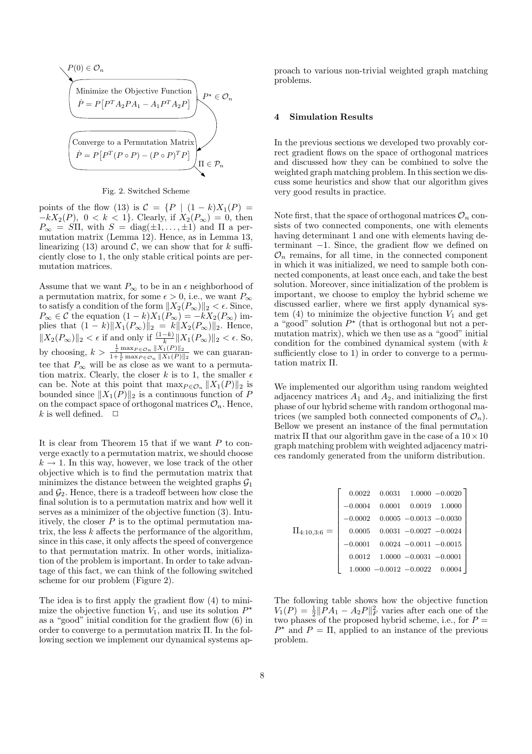$P(0) \in \mathcal{O}_n$

Minimize the Objective Function
$\dot{P} = P\big[P^T A_2 P A_1 - A_1 P^T A_2 P\big]$

$P^\star \in \mathcal{O}_n$

Converge to a Permutation Matrix
$\dot{P} = P\big[P^T(P \circ P) - (P \circ P)^T P\big]$

$\Pi \in \mathcal{P}_n$

Fig. 2. Switched Scheme

points of the flow (13) is $\mathcal{C} = \{P \mid (1-k)X_1(P) = -kX_2(P),\ 0 < k < 1\}$. Clearly, if $X_2(P_\infty) = 0$, then $P_\infty = S\Pi$, with $S = \mathrm{diag}(\pm 1, \ldots, \pm 1)$ and $\Pi$ a permutation matrix (Lemma 12). Hence, as in Lemma 13, linearizing (13) around $\mathcal{C}$, we can show that for $k$ sufficiently close to 1, the only stable critical points are permutation matrices.

Assume that we want $P_\infty$ to be in an $\epsilon$ neighborhood of a permutation matrix, for some $\epsilon > 0$, i.e., we want $P_\infty$ to satisfy a condition of the form $\|X_2(P_\infty)\|_2 < \epsilon$. Since, $P_\infty \in \mathcal{C}$ the equation $(1-k)X_1(P_\infty) = -kX_2(P_\infty)$ implies that $(1-k)\|X_1(P_\infty)\|_2 = k\|X_2(P_\infty)\|_2$. Hence, $\|X_2(P_\infty)\|_2 < \epsilon$ if and only if $\frac{(1-k)}{k}\|X_1(P_\infty)\|_2 < \epsilon$. So, by choosing, $k > \frac{\frac{1}{\epsilon}\max_{P\in\mathcal{O}_n}\|X_1(P)\|_2}{1+\frac{1}{\epsilon}\max_{P\in\mathcal{O}_n}\|X_1(P)\|_2}$ we can guarantee that $P_\infty$ will be as close as we want to a permutation matrix. Clearly, the closer $k$ is to 1, the smaller $\epsilon$ can be. Note at this point that $\max_{P\in\mathcal{O}_n}\|X_1(P)\|_2$ is bounded since $\|X_1(P)\|_2$ is a continuous function of $P$ on the compact space of orthogonal matrices $\mathcal{O}_n$. Hence, $k$ is well defined. $\square$

It is clear from Theorem 15 that if we want $P$ to converge exactly to a permutation matrix, we should choose $k \to 1$. In this way, however, we lose track of the other objective which is to find the permutation matrix that minimizes the distance between the weighted graphs $\mathcal{G}_1$ and $\mathcal{G}_2$. Hence, there is a tradeoff between how close the final solution is to a permutation matrix and how well it serves as a minimizer of the objective function (3). Intuitively, the closer $P$ is to the optimal permutation matrix, the less $k$ affects the performance of the algorithm, since in this case, it only affects the speed of convergence to that permutation matrix. In other words, initialization of the problem is important. In order to take advantage of this fact, we can think of the following switched scheme for our problem (Figure 2).

The idea is to first apply the gradient flow (4) to minimize the objective function $V_1$, and use its solution $P^\star$ as a "good" initial condition for the gradient flow (6) in order to converge to a permutation matrix $\Pi$. In the following section we implement our dynamical systems approach to various non-trivial weighted graph matching problems.

## 4 Simulation Results

In the previous sections we developed two provably correct gradient flows on the space of orthogonal matrices and discussed how they can be combined to solve the weighted graph matching problem. In this section we discuss some heuristics and show that our algorithm gives very good results in practice.

Note first, that the space of orthogonal matrices $\mathcal{O}_n$ consists of two connected components, one with elements having determinant 1 and one with elements having determinant $-1$. Since, the gradient flow we defined on $\mathcal{O}_n$ remains, for all time, in the connected component in which it was initialized, we need to sample both connected components, at least once each, and take the best solution. Moreover, since initialization of the problem is important, we choose to employ the hybrid scheme we discussed earlier, where we first apply dynamical system (4) to minimize the objective function $V_1$ and get a "good" solution $P^\star$ (that is orthogonal but not a permutation matrix), which we then use as a "good" initial condition for the combined dynamical system (with $k$ sufficiently close to 1) in order to converge to a permutation matrix $\Pi$.

We implemented our algorithm using random weighted adjacency matrices $A_1$ and $A_2$, and initializing the first phase of our hybrid scheme with random orthogonal matrices (we sampled both connected components of $\mathcal{O}_n$). Bellow we present an instance of the final permutation matrix $\Pi$ that our algorithm gave in the case of a $10 \times 10$ graph matching problem with weighted adjacency matrices randomly generated from the uniform distribution.

$$\Pi_{4:10,3:6} = \begin{bmatrix} 0.0022 & 0.0031 & 1.0000 & -0.0020 \\ -0.0004 & 0.0001 & 0.0019 & 1.0000 \\ -0.0002 & 0.0005 & -0.0013 & -0.0030 \\ 0.0005 & 0.0031 & -0.0027 & -0.0024 \\ -0.0001 & 0.0024 & -0.0011 & -0.0015 \\ 0.0012 & 1.0000 & -0.0031 & -0.0001 \\ 1.0000 & -0.0012 & -0.0022 & 0.0004 \end{bmatrix}$$

The following table shows how the objective function $V_1(P) = \frac{1}{2}\|PA_1 - A_2P\|_F^2$ varies after each one of the two phases of the proposed hybrid scheme, i.e., for $P = P^\star$ and $P = \Pi$, applied to an instance of the previous problem.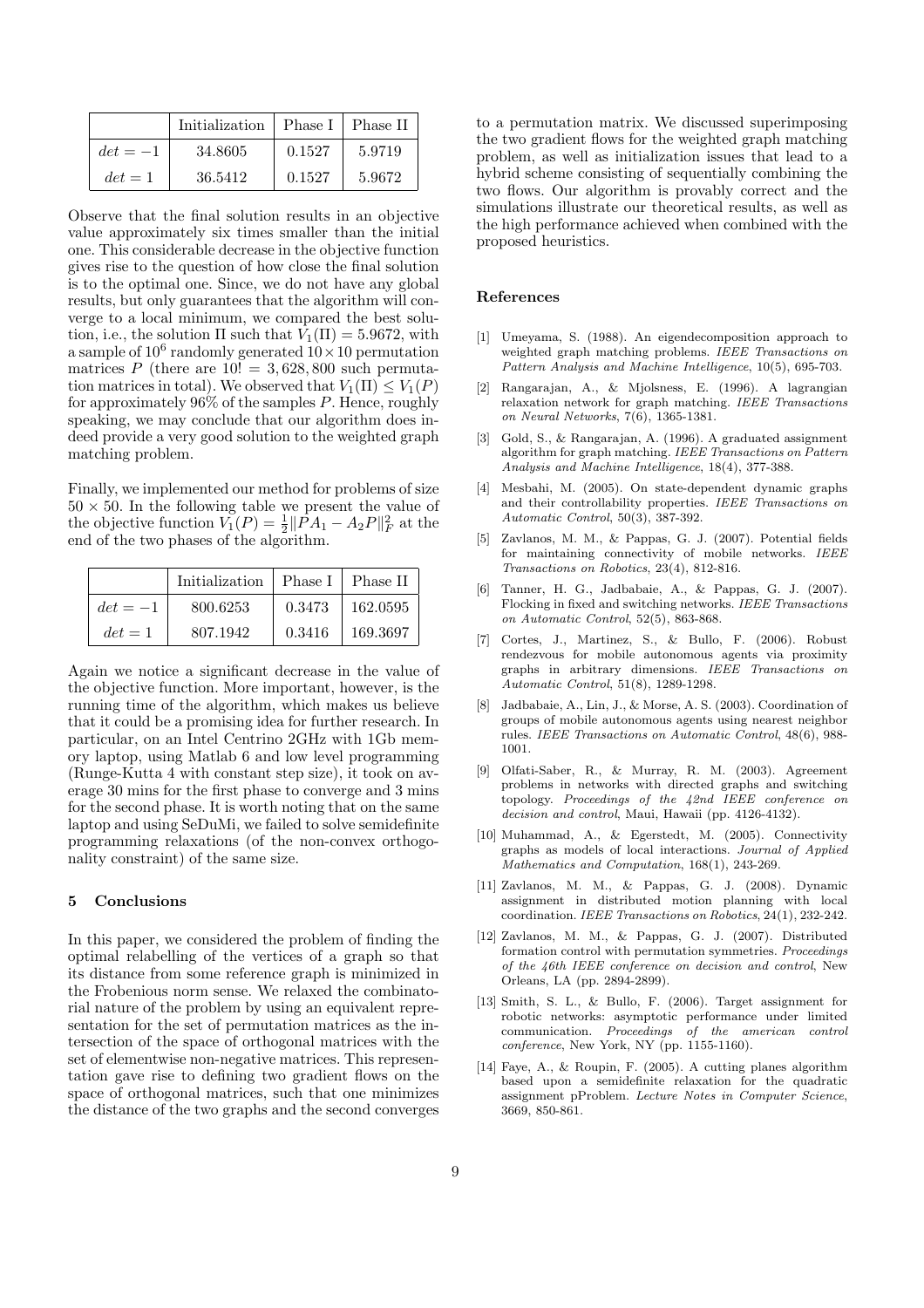|  | Initialization | Phase I | Phase II |
|---|---|---|---|
| $det = -1$ | 34.8605 | 0.1527 | 5.9719 |
| $det = 1$ | 36.5412 | 0.1527 | 5.9672 |

Observe that the final solution results in an objective value approximately six times smaller than the initial one. This considerable decrease in the objective function gives rise to the question of how close the final solution is to the optimal one. Since, we do not have any global results, but only guarantees that the algorithm will converge to a local minimum, we compared the best solution, i.e., the solution $\Pi$ such that $V_1(\Pi) = 5.9672$, with a sample of $10^6$ randomly generated $10 \times 10$ permutation matrices $P$ (there are $10! = 3,628,800$ such permutation matrices in total). We observed that $V_1(\Pi) \leq V_1(P)$ for approximately 96% of the samples $P$. Hence, roughly speaking, we may conclude that our algorithm does indeed provide a very good solution to the weighted graph matching problem.

Finally, we implemented our method for problems of size $50 \times 50$. In the following table we present the value of the objective function $V_1(P) = \frac{1}{2}\|PA_1 - A_2P\|_F^2$ at the end of the two phases of the algorithm.

|  | Initialization | Phase I | Phase II |
|---|---|---|---|
| $det = -1$ | 800.6253 | 0.3473 | 162.0595 |
| $det = 1$ | 807.1942 | 0.3416 | 169.3697 |

Again we notice a significant decrease in the value of the objective function. More important, however, is the running time of the algorithm, which makes us believe that it could be a promising idea for further research. In particular, on an Intel Centrino 2GHz with 1Gb memory laptop, using Matlab 6 and low level programming (Runge-Kutta 4 with constant step size), it took on average 30 mins for the first phase to converge and 3 mins for the second phase. It is worth noting that on the same laptop and using SeDuMi, we failed to solve semidefinite programming relaxations (of the non-convex orthogonality constraint) of the same size.

## 5 Conclusions

In this paper, we considered the problem of finding the optimal relabelling of the vertices of a graph so that its distance from some reference graph is minimized in the Frobenious norm sense. We relaxed the combinatorial nature of the problem by using an equivalent representation for the set of permutation matrices as the intersection of the space of orthogonal matrices with the set of elementwise non-negative matrices. This representation gave rise to defining two gradient flows on the space of orthogonal matrices, such that one minimizes the distance of the two graphs and the second converges to a permutation matrix. We discussed superimposing the two gradient flows for the weighted graph matching problem, as well as initialization issues that lead to a hybrid scheme consisting of sequentially combining the two flows. Our algorithm is provably correct and the simulations illustrate our theoretical results, as well as the high performance achieved when combined with the proposed heuristics.

## References

[1] Umeyama, S. (1988). An eigendecomposition approach to weighted graph matching problems. *IEEE Transactions on Pattern Analysis and Machine Intelligence*, 10(5), 695-703.

[2] Rangarajan, A., & Mjolsness, E. (1996). A lagrangian relaxation network for graph matching. *IEEE Transactions on Neural Networks*, 7(6), 1365-1381.

[3] Gold, S., & Rangarajan, A. (1996). A graduated assignment algorithm for graph matching. *IEEE Transactions on Pattern Analysis and Machine Intelligence*, 18(4), 377-388.

[4] Mesbahi, M. (2005). On state-dependent dynamic graphs and their controllability properties. *IEEE Transactions on Automatic Control*, 50(3), 387-392.

[5] Zavlanos, M. M., & Pappas, G. J. (2007). Potential fields for maintaining connectivity of mobile networks. *IEEE Transactions on Robotics*, 23(4), 812-816.

[6] Tanner, H. G., Jadbabaie, A., & Pappas, G. J. (2007). Flocking in fixed and switching networks. *IEEE Transactions on Automatic Control*, 52(5), 863-868.

[7] Cortes, J., Martinez, S., & Bullo, F. (2006). Robust rendezvous for mobile autonomous agents via proximity graphs in arbitrary dimensions. *IEEE Transactions on Automatic Control*, 51(8), 1289-1298.

[8] Jadbabaie, A., Lin, J., & Morse, A. S. (2003). Coordination of groups of mobile autonomous agents using nearest neighbor rules. *IEEE Transactions on Automatic Control*, 48(6), 988-1001.

[9] Olfati-Saber, R., & Murray, R. M. (2003). Agreement problems in networks with directed graphs and switching topology. *Proceedings of the 42nd IEEE conference on decision and control*, Maui, Hawaii (pp. 4126-4132).

[10] Muhammad, A., & Egerstedt, M. (2005). Connectivity graphs as models of local interactions. *Journal of Applied Mathematics and Computation*, 168(1), 243-269.

[11] Zavlanos, M. M., & Pappas, G. J. (2008). Dynamic assignment in distributed motion planning with local coordination. *IEEE Transactions on Robotics*, 24(1), 232-242.

[12] Zavlanos, M. M., & Pappas, G. J. (2007). Distributed formation control with permutation symmetries. *Proceedings of the 46th IEEE conference on decision and control*, New Orleans, LA (pp. 2894-2899).

[13] Smith, S. L., & Bullo, F. (2006). Target assignment for robotic networks: asymptotic performance under limited communication. *Proceedings of the american control conference*, New York, NY (pp. 1155-1160).

[14] Faye, A., & Roupin, F. (2005). A cutting planes algorithm based upon a semidefinite relaxation for the quadratic assignment pProblem. *Lecture Notes in Computer Science*, 3669, 850-861.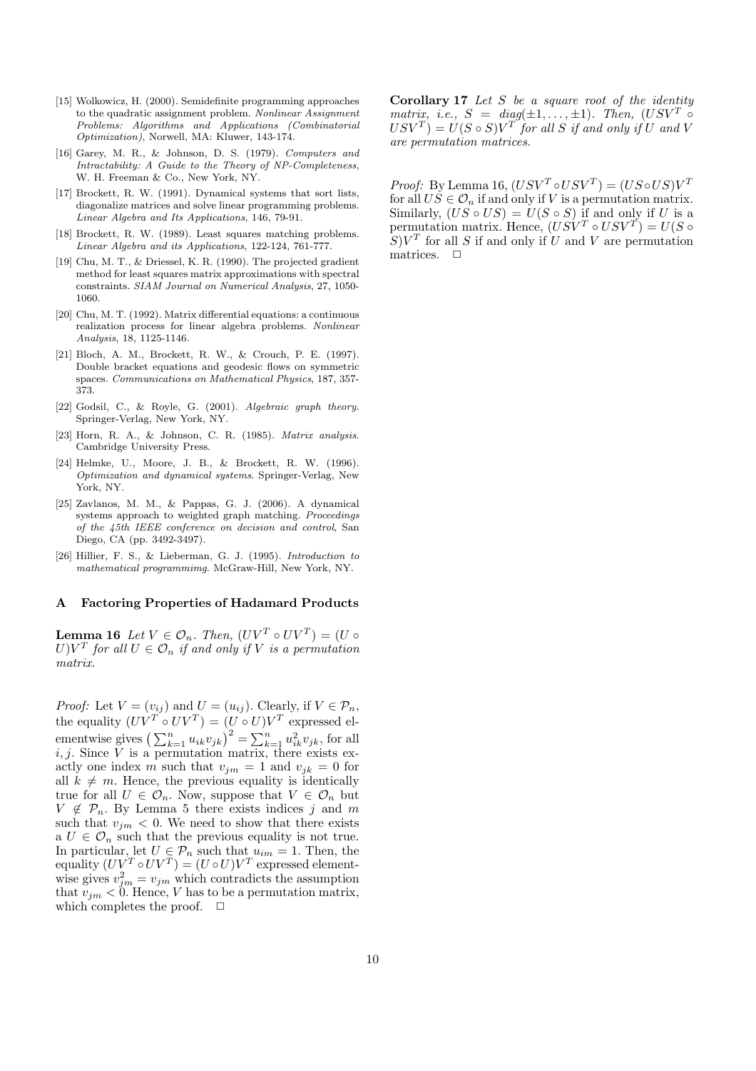[15] Wolkowicz, H. (2000). Semidefinite programming approaches to the quadratic assignment problem. *Nonlinear Assignment Problems: Algorithms and Applications (Combinatorial Optimization)*, Norwell, MA: Kluwer, 143-174.

[16] Garey, M. R., & Johnson, D. S. (1979). *Computers and Intractability: A Guide to the Theory of NP-Completeness*, W. H. Freeman & Co., New York, NY.

[17] Brockett, R. W. (1991). Dynamical systems that sort lists, diagonalize matrices and solve linear programming problems. *Linear Algebra and Its Applications*, 146, 79-91.

[18] Brockett, R. W. (1989). Least squares matching problems. *Linear Algebra and its Applications*, 122-124, 761-777.

[19] Chu, M. T., & Driessel, K. R. (1990). The projected gradient method for least squares matrix approximations with spectral constraints. *SIAM Journal on Numerical Analysis*, 27, 1050-1060.

[20] Chu, M. T. (1992). Matrix differential equations: a continuous realization process for linear algebra problems. *Nonlinear Analysis*, 18, 1125-1146.

[21] Bloch, A. M., Brockett, R. W., & Crouch, P. E. (1997). Double bracket equations and geodesic flows on symmetric spaces. *Communications on Mathematical Physics*, 187, 357-373.

[22] Godsil, C., & Royle, G. (2001). *Algebraic graph theory.* Springer-Verlag, New York, NY.

[23] Horn, R. A., & Johnson, C. R. (1985). *Matrix analysis.* Cambridge University Press.

[24] Helmke, U., Moore, J. B., & Brockett, R. W. (1996). *Optimization and dynamical systems.* Springer-Verlag, New York, NY.

[25] Zavlanos, M. M., & Pappas, G. J. (2006). A dynamical systems approach to weighted graph matching. *Proceedings of the 45th IEEE conference on decision and control*, San Diego, CA (pp. 3492-3497).

[26] Hillier, F. S., & Lieberman, G. J. (1995). *Introduction to mathematical programmimg.* McGraw-Hill, New York, NY.

## A Factoring Properties of Hadamard Products

**Lemma 16** *Let $V \in \mathcal{O}_n$. Then, $(UV^T \circ UV^T) = (U \circ U)V^T$ for all $U \in \mathcal{O}_n$ if and only if $V$ is a permutation matrix.*

*Proof:* Let $V = (v_{ij})$ and $U = (u_{ij})$. Clearly, if $V \in \mathcal{P}_n$, the equality $(UV^T \circ UV^T) = (U \circ U)V^T$ expressed elementwise gives $\left(\sum_{k=1}^n u_{ik}v_{jk}\right)^2 = \sum_{k=1}^n u_{ik}^2 v_{jk}$, for all $i, j$. Since $V$ is a permutation matrix, there exists exactly one index $m$ such that $v_{jm} = 1$ and $v_{jk} = 0$ for all $k \neq m$. Hence, the previous equality is identically true for all $U \in \mathcal{O}_n$. Now, suppose that $V \in \mathcal{O}_n$ but $V \notin \mathcal{P}_n$. By Lemma 5 there exists indices $j$ and $m$ such that $v_{jm} < 0$. We need to show that there exists a $U \in \mathcal{O}_n$ such that the previous equality is not true. In particular, let $U \in \mathcal{P}_n$ such that $u_{im} = 1$. Then, the equality $(UV^T \circ UV^T) = (U \circ U)V^T$ expressed elementwise gives $v_{jm}^2 = v_{jm}$ which contradicts the assumption that $v_{jm} < 0$. Hence, $V$ has to be a permutation matrix, which completes the proof. $\square$

**Corollary 17** *Let $S$ be a square root of the identity matrix, i.e., $S = diag(\pm 1, \ldots, \pm 1)$. Then, $(USV^T \circ USV^T) = U(S \circ S)V^T$ for all $S$ if and only if $U$ and $V$ are permutation matrices.*

*Proof:* By Lemma 16, $(USV^T \circ USV^T) = (US \circ US)V^T$ for all $US \in \mathcal{O}_n$ if and only if $V$ is a permutation matrix. Similarly, $(US \circ US) = U(S \circ S)$ if and only if $U$ is a permutation matrix. Hence, $(USV^T \circ USV^T) = U(S \circ S)V^T$ for all $S$ if and only if $U$ and $V$ are permutation matrices. $\square$